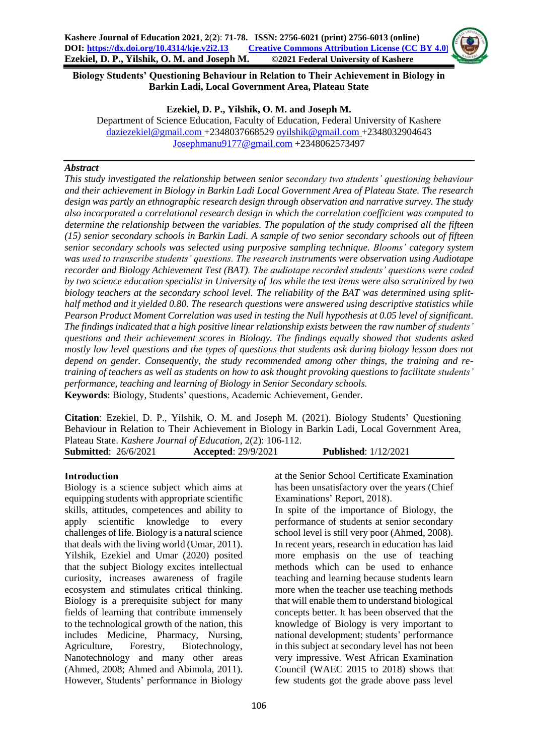# Biology Students' Questioning Behaviour in Relation to Their Achievement in Biology in Barkin Ladi, Local Government Area, Plateau State

**Ezekiel, D. P., Yilshik, O. M. and Joseph M.**

Department of Science Education, Faculty of Education, Federal University of Kashere
daziezekiel@gmail.com +2348037668529 oyilshik@gmail.com +2348032904643
Josephmanu9177@gmail.com +2348062573497

***Abstract***

*This study investigated the relationship between senior secondary two students' questioning behaviour and their achievement in Biology in Barkin Ladi Local Government Area of Plateau State. The research design was partly an ethnographic research design through observation and narrative survey. The study also incorporated a correlational research design in which the correlation coefficient was computed to determine the relationship between the variables. The population of the study comprised all the fifteen (15) senior secondary schools in Barkin Ladi. A sample of two senior secondary schools out of fifteen senior secondary schools was selected using purposive sampling technique. Blooms' category system was used to transcribe students' questions. The research instruments were observation using Audiotape recorder and Biology Achievement Test (BAT). The audiotape recorded students' questions were coded by two science education specialist in University of Jos while the test items were also scrutinized by two biology teachers at the secondary school level. The reliability of the BAT was determined using split-half method and it yielded 0.80. The research questions were answered using descriptive statistics while Pearson Product Moment Correlation was used in testing the Null hypothesis at 0.05 level of significant. The findings indicated that a high positive linear relationship exists between the raw number of students' questions and their achievement scores in Biology. The findings equally showed that students asked mostly low level questions and the types of questions that students ask during biology lesson does not depend on gender. Consequently, the study recommended among other things, the training and re-training of teachers as well as students on how to ask thought provoking questions to facilitate students' performance, teaching and learning of Biology in Senior Secondary schools.*

**Keywords**: Biology, Students' questions, Academic Achievement, Gender.

**Citation**: Ezekiel, D. P., Yilshik, O. M. and Joseph M. (2021). Biology Students' Questioning Behaviour in Relation to Their Achievement in Biology in Barkin Ladi, Local Government Area, Plateau State. *Kashere Journal of Education*, 2(2): 106-112.

**Submitted**: 26/6/2021 **Accepted**: 29/9/2021 **Published**: 1/12/2021

## Introduction

Biology is a science subject which aims at equipping students with appropriate scientific skills, attitudes, competences and ability to apply scientific knowledge to every challenges of life. Biology is a natural science that deals with the living world (Umar, 2011). Yilshik, Ezekiel and Umar (2020) posited that the subject Biology excites intellectual curiosity, increases awareness of fragile ecosystem and stimulates critical thinking. Biology is a prerequisite subject for many fields of learning that contribute immensely to the technological growth of the nation, this includes Medicine, Pharmacy, Nursing, Agriculture, Forestry, Biotechnology, Nanotechnology and many other areas (Ahmed, 2008; Ahmed and Abimola, 2011). However, Students' performance in Biology at the Senior School Certificate Examination has been unsatisfactory over the years (Chief Examinations' Report, 2018).

In spite of the importance of Biology, the performance of students at senior secondary school level is still very poor (Ahmed, 2008). In recent years, research in education has laid more emphasis on the use of teaching methods which can be used to enhance teaching and learning because students learn more when the teacher use teaching methods that will enable them to understand biological concepts better. It has been observed that the knowledge of Biology is very important to national development; students' performance in this subject at secondary level has not been very impressive. West African Examination Council (WAEC 2015 to 2018) shows that few students got the grade above pass level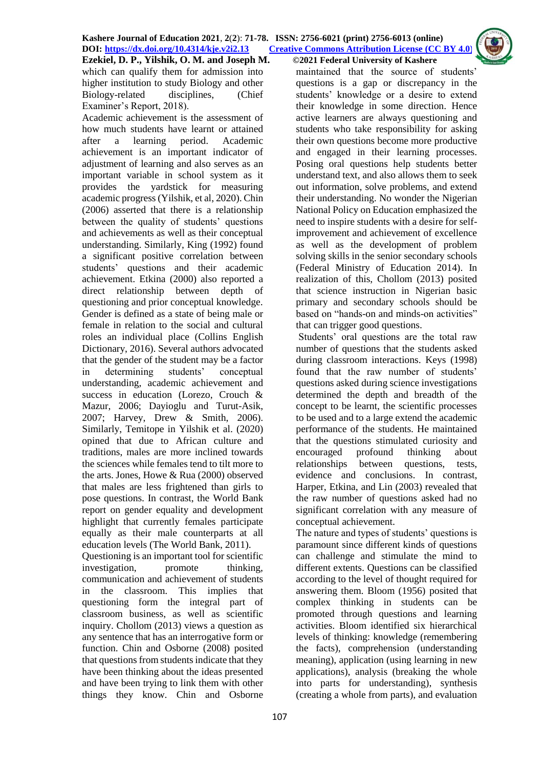which can qualify them for admission into higher institution to study Biology and other Biology-related disciplines, (Chief Examiner's Report, 2018).

Academic achievement is the assessment of how much students have learnt or attained after a learning period. Academic achievement is an important indicator of adjustment of learning and also serves as an important variable in school system as it provides the yardstick for measuring academic progress (Yilshik, et al, 2020). Chin (2006) asserted that there is a relationship between the quality of students' questions and achievements as well as their conceptual understanding. Similarly, King (1992) found a significant positive correlation between students' questions and their academic achievement. Etkina (2000) also reported a direct relationship between depth of questioning and prior conceptual knowledge.

Gender is defined as a state of being male or female in relation to the social and cultural roles an individual place (Collins English Dictionary, 2016). Several authors advocated that the gender of the student may be a factor in determining students' conceptual understanding, academic achievement and success in education (Lorezo, Crouch & Mazur, 2006; Dayioglu and Turut-Asik, 2007; Harvey, Drew & Smith, 2006). Similarly, Temitope in Yilshik et al. (2020) opined that due to African culture and traditions, males are more inclined towards the sciences while females tend to tilt more to the arts. Jones, Howe & Rua (2000) observed that males are less frightened than girls to pose questions. In contrast, the World Bank report on gender equality and development highlight that currently females participate equally as their male counterparts at all education levels (The World Bank, 2011).

Questioning is an important tool for scientific investigation, promote thinking, communication and achievement of students in the classroom. This implies that questioning form the integral part of classroom business, as well as scientific inquiry. Chollom (2013) views a question as any sentence that has an interrogative form or function. Chin and Osborne (2008) posited that questions from students indicate that they have been thinking about the ideas presented and have been trying to link them with other things they know. Chin and Osborne maintained that the source of students' questions is a gap or discrepancy in the students' knowledge or a desire to extend their knowledge in some direction. Hence active learners are always questioning and students who take responsibility for asking their own questions become more productive and engaged in their learning processes. Posing oral questions help students better understand text, and also allows them to seek out information, solve problems, and extend their understanding. No wonder the Nigerian National Policy on Education emphasized the need to inspire students with a desire for self-improvement and achievement of excellence as well as the development of problem solving skills in the senior secondary schools (Federal Ministry of Education 2014). In realization of this, Chollom (2013) posited that science instruction in Nigerian basic primary and secondary schools should be based on "hands-on and minds-on activities" that can trigger good questions.

Students' oral questions are the total raw number of questions that the students asked during classroom interactions. Keys (1998) found that the raw number of students' questions asked during science investigations determined the depth and breadth of the concept to be learnt, the scientific processes to be used and to a large extend the academic performance of the students. He maintained that the questions stimulated curiosity and encouraged profound thinking about relationships between questions, tests, evidence and conclusions. In contrast, Harper, Etkina, and Lin (2003) revealed that the raw number of questions asked had no significant correlation with any measure of conceptual achievement.

The nature and types of students' questions is paramount since different kinds of questions can challenge and stimulate the mind to different extents. Questions can be classified according to the level of thought required for answering them. Bloom (1956) posited that complex thinking in students can be promoted through questions and learning activities. Bloom identified six hierarchical levels of thinking: knowledge (remembering the facts), comprehension (understanding meaning), application (using learning in new applications), analysis (breaking the whole into parts for understanding), synthesis (creating a whole from parts), and evaluation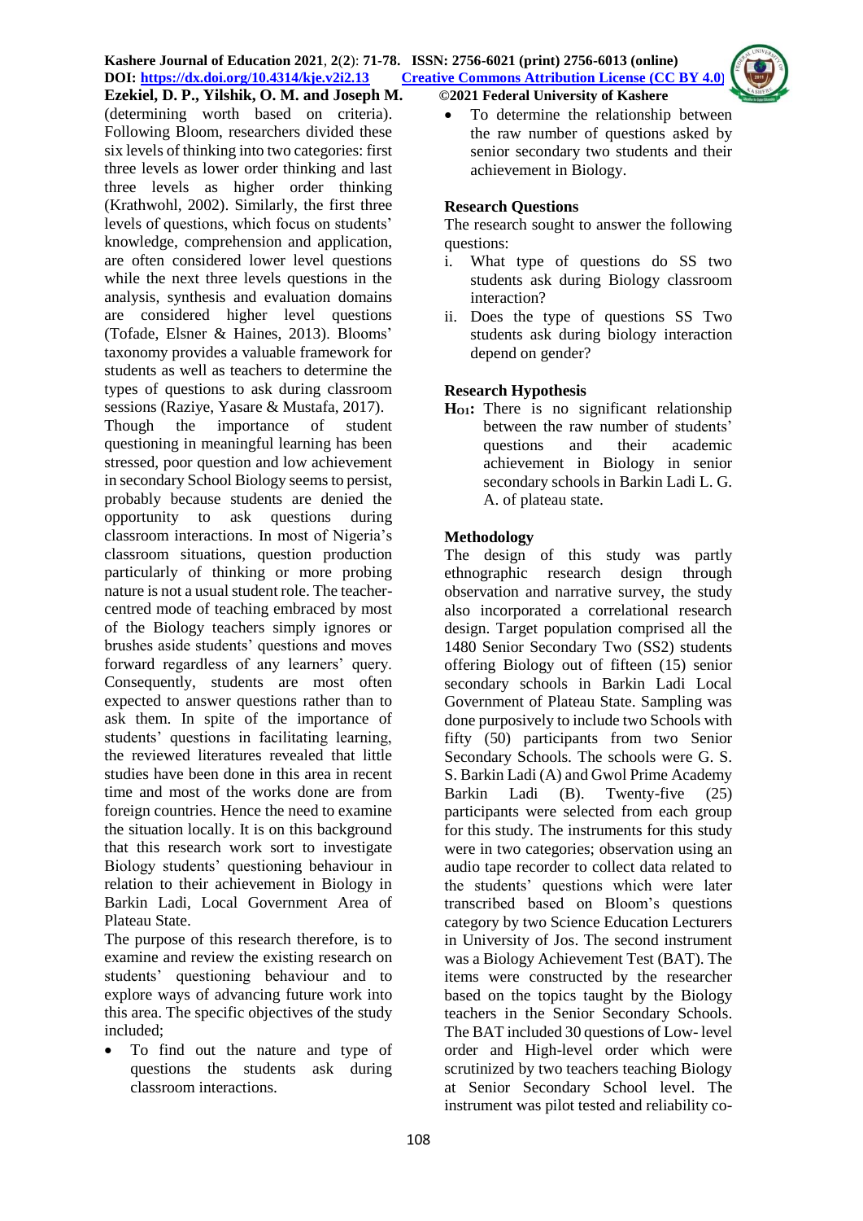(determining worth based on criteria). Following Bloom, researchers divided these six levels of thinking into two categories: first three levels as lower order thinking and last three levels as higher order thinking (Krathwohl, 2002). Similarly, the first three levels of questions, which focus on students' knowledge, comprehension and application, are often considered lower level questions while the next three levels questions in the analysis, synthesis and evaluation domains are considered higher level questions (Tofade, Elsner & Haines, 2013). Blooms' taxonomy provides a valuable framework for students as well as teachers to determine the types of questions to ask during classroom sessions (Raziye, Yasare & Mustafa, 2017).

Though the importance of student questioning in meaningful learning has been stressed, poor question and low achievement in secondary School Biology seems to persist, probably because students are denied the opportunity to ask questions during classroom interactions. In most of Nigeria's classroom situations, question production particularly of thinking or more probing nature is not a usual student role. The teacher-centred mode of teaching embraced by most of the Biology teachers simply ignores or brushes aside students' questions and moves forward regardless of any learners' query. Consequently, students are most often expected to answer questions rather than to ask them. In spite of the importance of students' questions in facilitating learning, the reviewed literatures revealed that little studies have been done in this area in recent time and most of the works done are from foreign countries. Hence the need to examine the situation locally. It is on this background that this research work sort to investigate Biology students' questioning behaviour in relation to their achievement in Biology in Barkin Ladi, Local Government Area of Plateau State.

The purpose of this research therefore, is to examine and review the existing research on students' questioning behaviour and to explore ways of advancing future work into this area. The specific objectives of the study included;

- To find out the nature and type of questions the students ask during classroom interactions.
- To determine the relationship between the raw number of questions asked by senior secondary two students and their achievement in Biology.

## Research Questions

The research sought to answer the following questions:

i. What type of questions do SS two students ask during Biology classroom interaction?
ii. Does the type of questions SS Two students ask during biology interaction depend on gender?

## Research Hypothesis

**$H_{O1}$:** There is no significant relationship between the raw number of students' questions and their academic achievement in Biology in senior secondary schools in Barkin Ladi L. G. A. of plateau state.

## Methodology

The design of this study was partly ethnographic research design through observation and narrative survey, the study also incorporated a correlational research design. Target population comprised all the 1480 Senior Secondary Two (SS2) students offering Biology out of fifteen (15) senior secondary schools in Barkin Ladi Local Government of Plateau State. Sampling was done purposively to include two Schools with fifty (50) participants from two Senior Secondary Schools. The schools were G. S. S. Barkin Ladi (A) and Gwol Prime Academy Barkin Ladi (B). Twenty-five (25) participants were selected from each group for this study. The instruments for this study were in two categories; observation using an audio tape recorder to collect data related to the students' questions which were later transcribed based on Bloom's questions category by two Science Education Lecturers in University of Jos. The second instrument was a Biology Achievement Test (BAT). The items were constructed by the researcher based on the topics taught by the Biology teachers in the Senior Secondary Schools. The BAT included 30 questions of Low- level order and High-level order which were scrutinized by two teachers teaching Biology at Senior Secondary School level. The instrument was pilot tested and reliability co-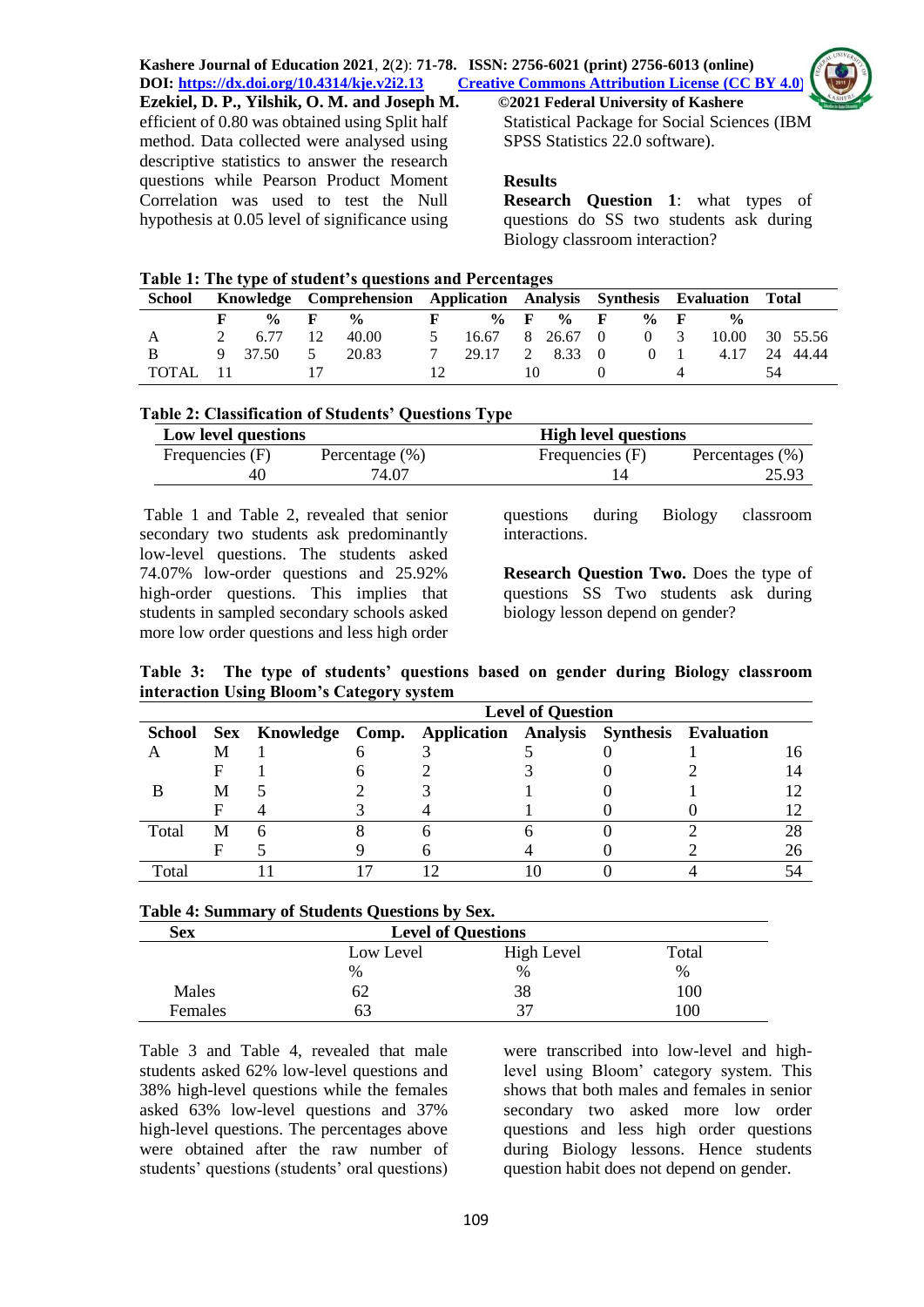efficient of 0.80 was obtained using Split half method. Data collected were analysed using descriptive statistics to answer the research questions while Pearson Product Moment Correlation was used to test the Null hypothesis at 0.05 level of significance using Statistical Package for Social Sciences (IBM SPSS Statistics 22.0 software).

## Results

**Research Question 1**: what types of questions do SS two students ask during Biology classroom interaction?

**Table 1: The type of student's questions and Percentages**

| School | Knowledge | | Comprehension | | Application | | Analysis | | Synthesis | | Evaluation | | Total | |
|---|---|---|---|---|---|---|---|---|---|---|---|---|---|---|
| | F | % | F | % | F | % | F | % | F | % | F | % | | |
| A | 2 | 6.77 | 12 | 40.00 | 5 | 16.67 | 8 | 26.67 | 0 | 0 | 3 | 10.00 | 30 | 55.56 |
| B | 9 | 37.50 | 5 | 20.83 | 7 | 29.17 | 2 | 8.33 | 0 | 0 | 1 | 4.17 | 24 | 44.44 |
| TOTAL | 11 | | 17 | | 12 | | 10 | | 0 | | 4 | | 54 | |

**Table 2: Classification of Students' Questions Type**

| Low level questions | | High level questions | |
|---|---|---|---|
| Frequencies (F) | Percentage (%) | Frequencies (F) | Percentages (%) |
| 40 | 74.07 | 14 | 25.93 |

Table 1 and Table 2, revealed that senior secondary two students ask predominantly low-level questions. The students asked 74.07% low-order questions and 25.92% high-order questions. This implies that students in sampled secondary schools asked more low order questions and less high order questions during Biology classroom interactions.

**Research Question Two.** Does the type of questions SS Two students ask during biology lesson depend on gender?

**Table 3: The type of students' questions based on gender during Biology classroom interaction Using Bloom's Category system**

| | | Level of Question | | | | | | |
|---|---|---|---|---|---|---|---|---|
| School | Sex | Knowledge | Comp. | Application | Analysis | Synthesis | Evaluation | |
| A | M | 1 | 6 | 3 | 5 | 0 | 1 | 16 |
| | F | 1 | 6 | 2 | 3 | 0 | 2 | 14 |
| B | M | 5 | 2 | 3 | 1 | 0 | 1 | 12 |
| | F | 4 | 3 | 4 | 1 | 0 | 0 | 12 |
| Total | M | 6 | 8 | 6 | 6 | 0 | 2 | 28 |
| | F | 5 | 9 | 6 | 4 | 0 | 2 | 26 |
| Total | | 11 | 17 | 12 | 10 | 0 | 4 | 54 |

**Table 4: Summary of Students Questions by Sex.**

| Sex | Level of Questions | | |
|---|---|---|---|
| | Low Level | High Level | Total |
| | % | % | % |
| Males | 62 | 38 | 100 |
| Females | 63 | 37 | 100 |

Table 3 and Table 4, revealed that male students asked 62% low-level questions and 38% high-level questions while the females asked 63% low-level questions and 37% high-level questions. The percentages above were obtained after the raw number of students' questions (students' oral questions) were transcribed into low-level and high-level using Bloom' category system. This shows that both males and females in senior secondary two asked more low order questions and less high order questions during Biology lessons. Hence students question habit does not depend on gender.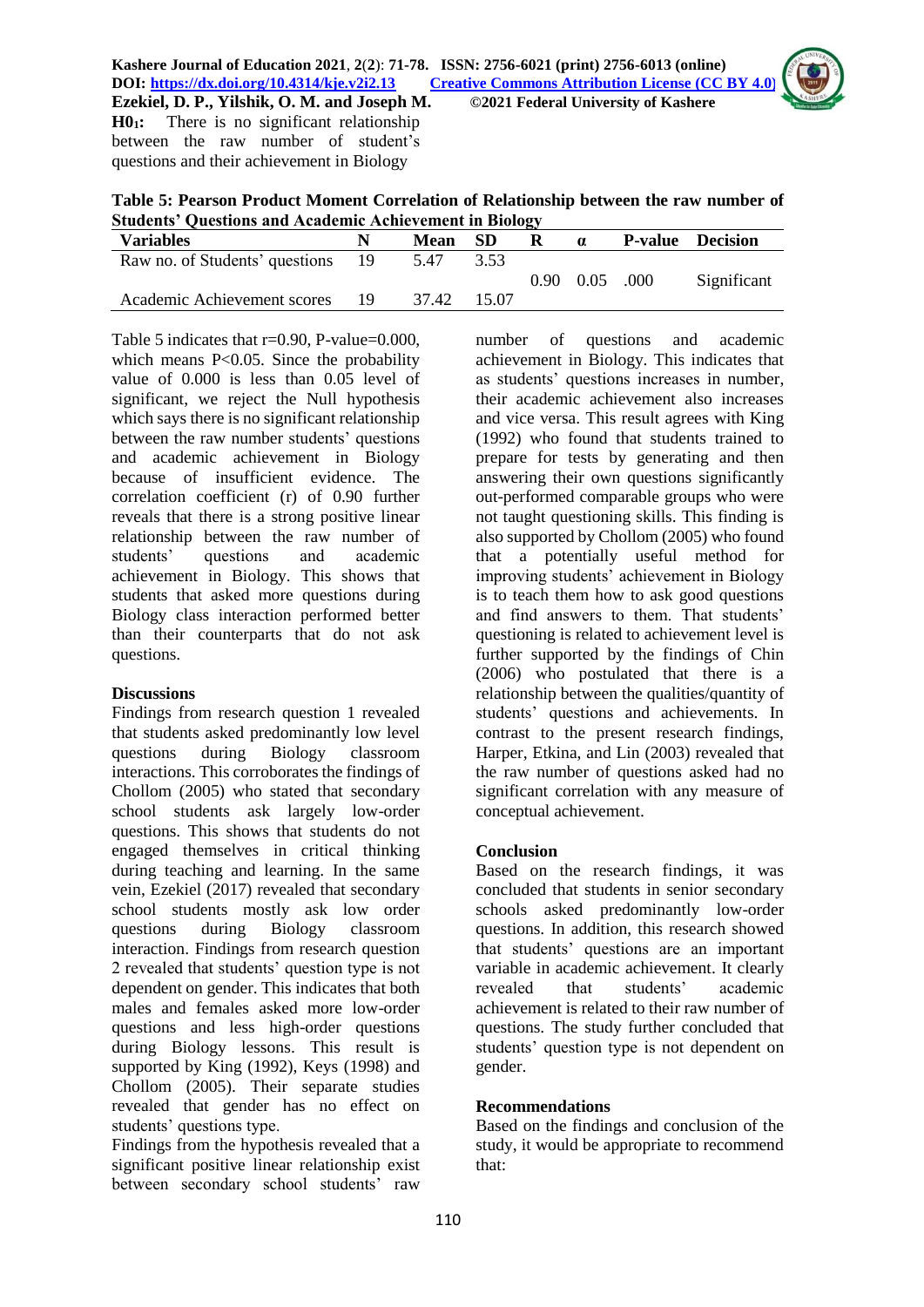**$H0_1$:** There is no significant relationship between the raw number of student's questions and their achievement in Biology

**Table 5: Pearson Product Moment Correlation of Relationship between the raw number of Students' Questions and Academic Achievement in Biology**

| Variables | N | Mean | SD | R | α | P-value | Decision |
|---|---|---|---|---|---|---|---|
| Raw no. of Students' questions | 19 | 5.47 | 3.53 | 0.90 | 0.05 | .000 | Significant |
| Academic Achievement scores | 19 | 37.42 | 15.07 | | | | |

Table 5 indicates that r=0.90, P-value=0.000, which means P<0.05. Since the probability value of 0.000 is less than 0.05 level of significant, we reject the Null hypothesis which says there is no significant relationship between the raw number students' questions and academic achievement in Biology because of insufficient evidence. The correlation coefficient (r) of 0.90 further reveals that there is a strong positive linear relationship between the raw number of students' questions and academic achievement in Biology. This shows that students that asked more questions during Biology class interaction performed better than their counterparts that do not ask questions.

## Discussions

Findings from research question 1 revealed that students asked predominantly low level questions during Biology classroom interactions. This corroborates the findings of Chollom (2005) who stated that secondary school students ask largely low-order questions. This shows that students do not engaged themselves in critical thinking during teaching and learning. In the same vein, Ezekiel (2017) revealed that secondary school students mostly ask low order questions during Biology classroom interaction. Findings from research question 2 revealed that students' question type is not dependent on gender. This indicates that both males and females asked more low-order questions and less high-order questions during Biology lessons. This result is supported by King (1992), Keys (1998) and Chollom (2005). Their separate studies revealed that gender has no effect on students' questions type.

Findings from the hypothesis revealed that a significant positive linear relationship exist between secondary school students' raw number of questions and academic achievement in Biology. This indicates that as students' questions increases in number, their academic achievement also increases and vice versa. This result agrees with King (1992) who found that students trained to prepare for tests by generating and then answering their own questions significantly out-performed comparable groups who were not taught questioning skills. This finding is also supported by Chollom (2005) who found that a potentially useful method for improving students' achievement in Biology is to teach them how to ask good questions and find answers to them. That students' questioning is related to achievement level is further supported by the findings of Chin (2006) who postulated that there is a relationship between the qualities/quantity of students' questions and achievements. In contrast to the present research findings, Harper, Etkina, and Lin (2003) revealed that the raw number of questions asked had no significant correlation with any measure of conceptual achievement.

## Conclusion

Based on the research findings, it was concluded that students in senior secondary schools asked predominantly low-order questions. In addition, this research showed that students' questions are an important variable in academic achievement. It clearly revealed that students' academic achievement is related to their raw number of questions. The study further concluded that students' question type is not dependent on gender.

## Recommendations

Based on the findings and conclusion of the study, it would be appropriate to recommend that: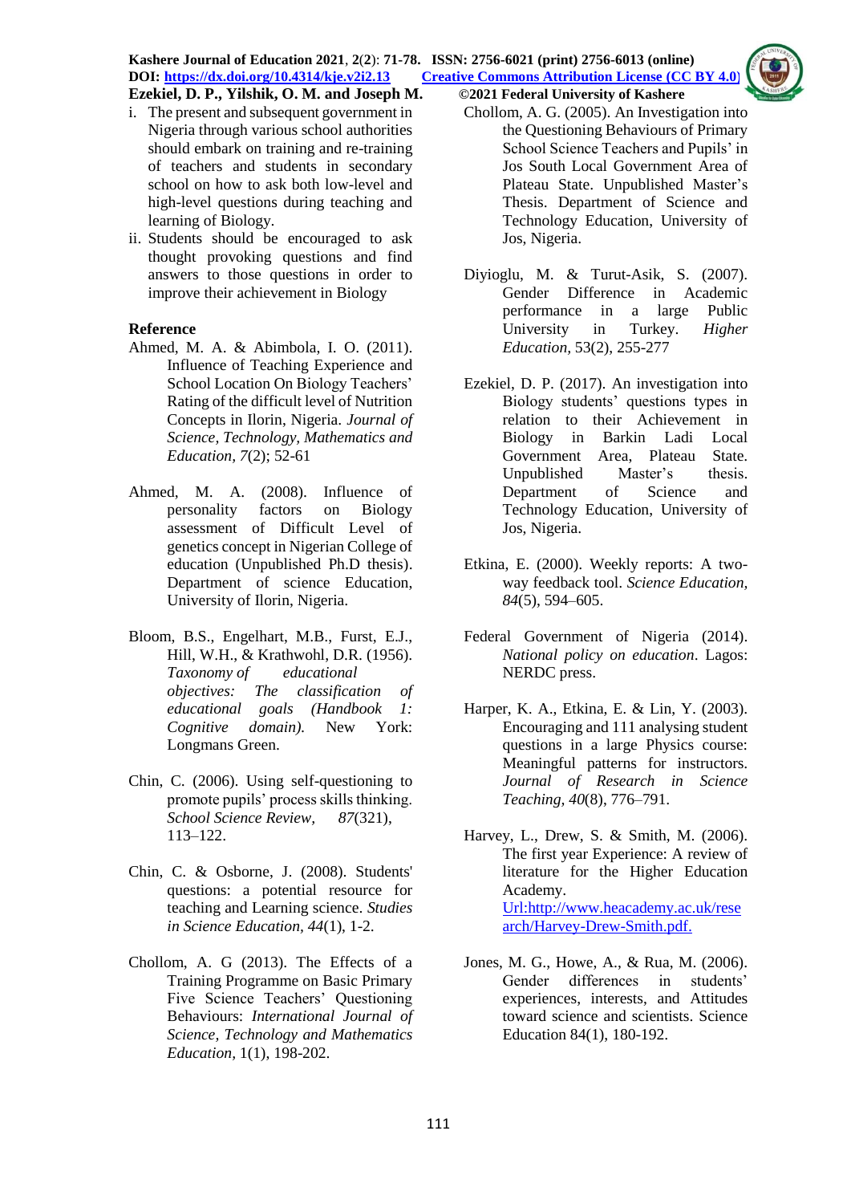i. The present and subsequent government in Nigeria through various school authorities should embark on training and re-training of teachers and students in secondary school on how to ask both low-level and high-level questions during teaching and learning of Biology.
ii. Students should be encouraged to ask thought provoking questions and find answers to those questions in order to improve their achievement in Biology

## Reference

Ahmed, M. A. & Abimbola, I. O. (2011). Influence of Teaching Experience and School Location On Biology Teachers' Rating of the difficult level of Nutrition Concepts in Ilorin, Nigeria. *Journal of Science, Technology, Mathematics and Education, 7*(2); 52-61

Ahmed, M. A. (2008). Influence of personality factors on Biology assessment of Difficult Level of genetics concept in Nigerian College of education (Unpublished Ph.D thesis). Department of science Education, University of Ilorin, Nigeria.

Bloom, B.S., Engelhart, M.B., Furst, E.J., Hill, W.H., & Krathwohl, D.R. (1956). *Taxonomy of educational objectives: The classification of educational goals (Handbook 1: Cognitive domain).* New York: Longmans Green.

Chin, C. (2006). Using self-questioning to promote pupils' process skills thinking. *School Science Review, 87*(321), 113–122.

Chin, C. & Osborne, J. (2008). Students' questions: a potential resource for teaching and Learning science. *Studies in Science Education, 44*(1), 1-2.

Chollom, A. G (2013). The Effects of a Training Programme on Basic Primary Five Science Teachers' Questioning Behaviours: *International Journal of Science, Technology and Mathematics Education,* 1(1), 198-202.

Chollom, A. G. (2005). An Investigation into the Questioning Behaviours of Primary School Science Teachers and Pupils' in Jos South Local Government Area of Plateau State. Unpublished Master's Thesis. Department of Science and Technology Education, University of Jos, Nigeria.

Diyioglu, M. & Turut-Asik, S. (2007). Gender Difference in Academic performance in a large Public University in Turkey. *Higher Education,* 53(2), 255-277

Ezekiel, D. P. (2017). An investigation into Biology students' questions types in relation to their Achievement in Biology in Barkin Ladi Local Government Area, Plateau State. Unpublished Master's thesis. Department of Science and Technology Education, University of Jos, Nigeria.

Etkina, E. (2000). Weekly reports: A two-way feedback tool. *Science Education, 84*(5), 594–605.

Federal Government of Nigeria (2014). *National policy on education*. Lagos: NERDC press.

Harper, K. A., Etkina, E. & Lin, Y. (2003). Encouraging and 111 analysing student questions in a large Physics course: Meaningful patterns for instructors. *Journal of Research in Science Teaching, 40*(8), 776–791.

Harvey, L., Drew, S. & Smith, M. (2006). The first year Experience: A review of literature for the Higher Education Academy. [Url:http://www.heacademy.ac.uk/research/Harvey-Drew-Smith.pdf.](http://www.heacademy.ac.uk/research/Harvey-Drew-Smith.pdf)

Jones, M. G., Howe, A., & Rua, M. (2006). Gender differences in students' experiences, interests, and Attitudes toward science and scientists. Science Education 84(1), 180-192.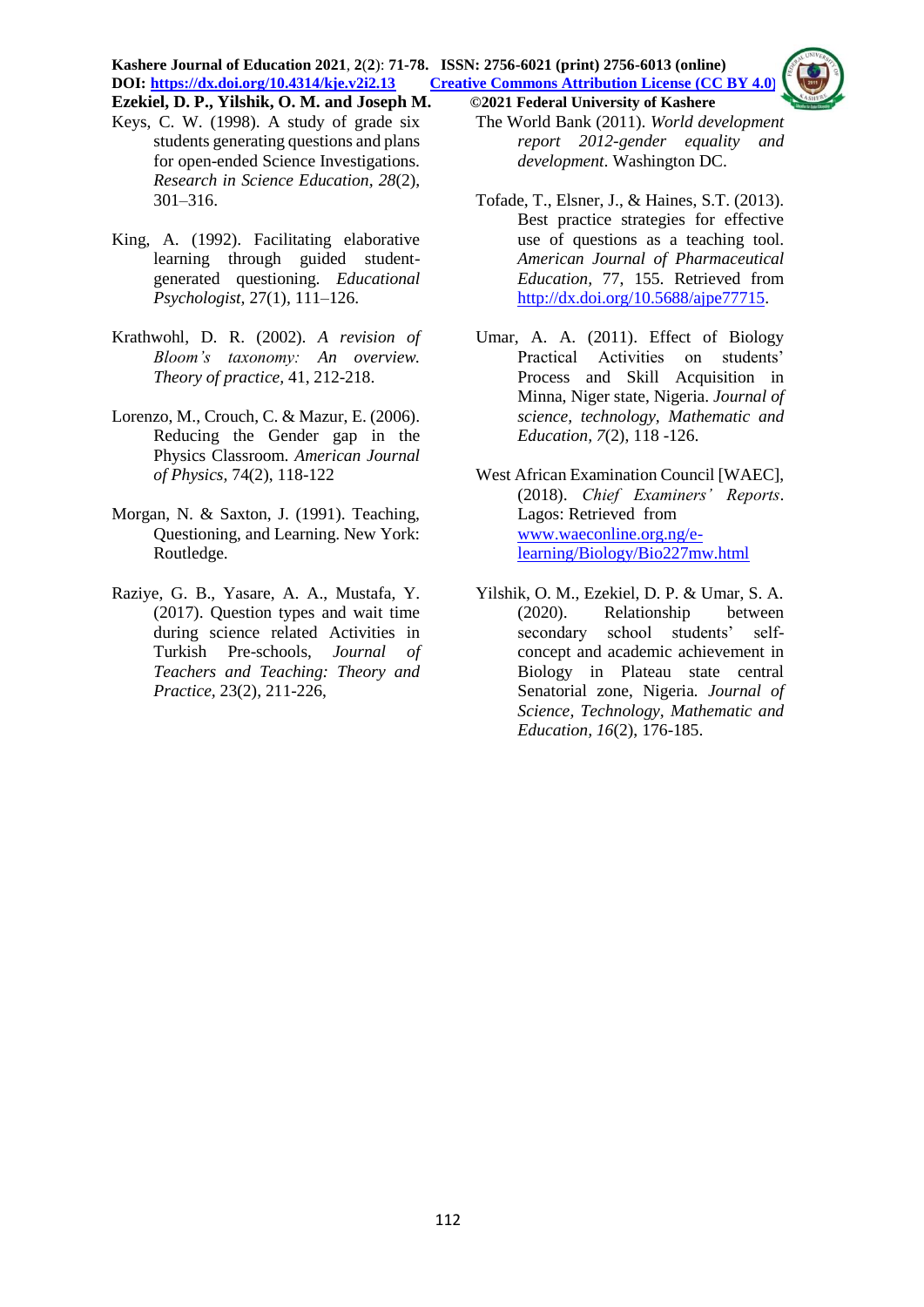Keys, C. W. (1998). A study of grade six students generating questions and plans for open-ended Science Investigations. *Research in Science Education, 28*(2), 301–316.

King, A. (1992). Facilitating elaborative learning through guided student-generated questioning. *Educational Psychologist,* 27(1), 111–126.

Krathwohl, D. R. (2002). *A revision of Bloom's taxonomy: An overview. Theory of practice,* 41, 212-218.

Lorenzo, M., Crouch, C. & Mazur, E. (2006). Reducing the Gender gap in the Physics Classroom. *American Journal of Physics,* 74(2), 118-122

Morgan, N. & Saxton, J. (1991). Teaching, Questioning, and Learning. New York: Routledge.

Raziye, G. B., Yasare, A. A., Mustafa, Y. (2017). Question types and wait time during science related Activities in Turkish Pre-schools, *Journal of Teachers and Teaching: Theory and Practice,* 23(2), 211-226,

The World Bank (2011). *World development report 2012-gender equality and development*. Washington DC.

Tofade, T., Elsner, J., & Haines, S.T. (2013). Best practice strategies for effective use of questions as a teaching tool. *American Journal of Pharmaceutical Education,* 77, 155. Retrieved from http://dx.doi.org/10.5688/ajpe77715.

Umar, A. A. (2011). Effect of Biology Practical Activities on students' Process and Skill Acquisition in Minna, Niger state, Nigeria. *Journal of science, technology, Mathematic and Education, 7*(2), 118 -126.

West African Examination Council [WAEC], (2018). *Chief Examiners' Reports*. Lagos: Retrieved from www.waeconline.org.ng/e-learning/Biology/Bio227mw.html

Yilshik, O. M., Ezekiel, D. P. & Umar, S. A. (2020). Relationship between secondary school students' self-concept and academic achievement in Biology in Plateau state central Senatorial zone, Nigeria. *Journal of Science, Technology, Mathematic and Education, 16*(2), 176-185.